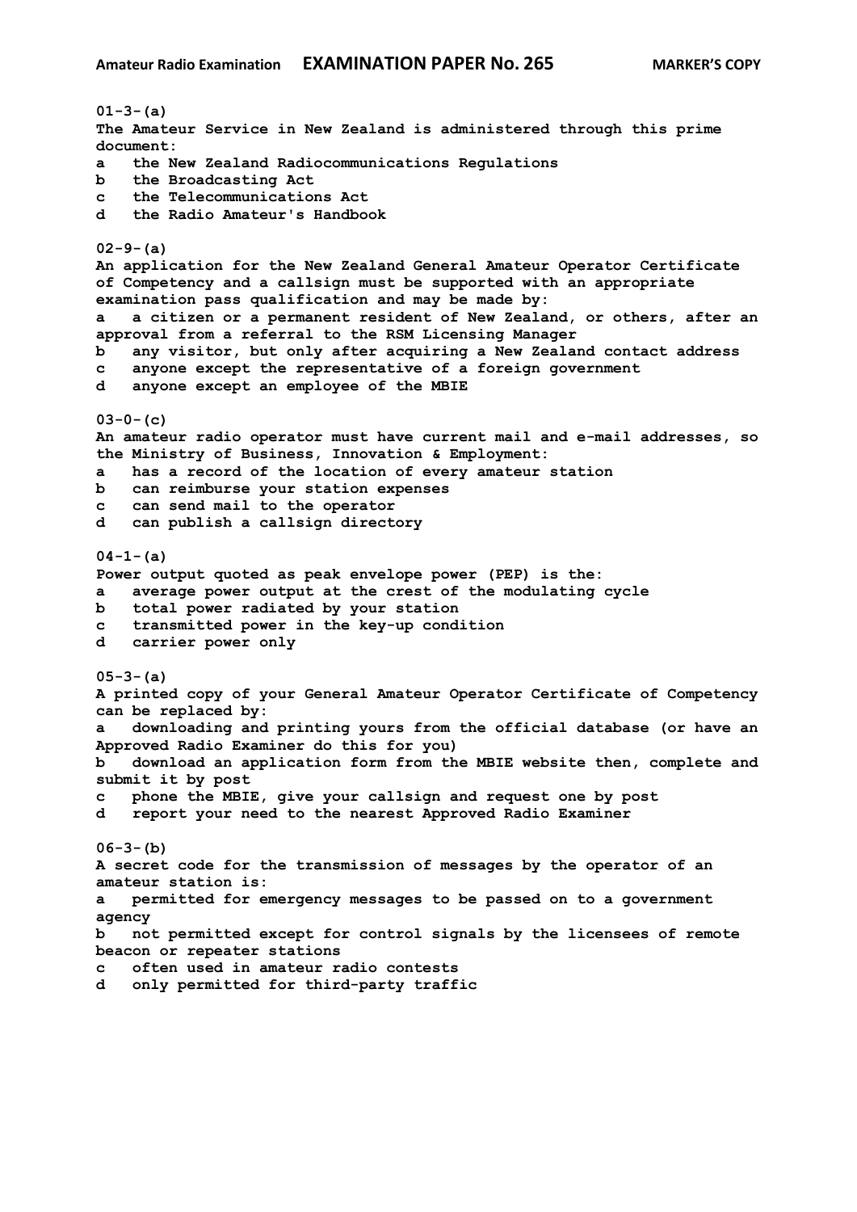**Amateur Radio Examination** **EXAMINATION PAPER No. 265** **MARKER'S COPY**

**01-3-(a)**
**The Amateur Service in New Zealand is administered through this prime document:**
**a the New Zealand Radiocommunications Regulations**
**b the Broadcasting Act**
**c the Telecommunications Act**
**d the Radio Amateur's Handbook**

**02-9-(a)**
**An application for the New Zealand General Amateur Operator Certificate of Competency and a callsign must be supported with an appropriate examination pass qualification and may be made by:**
**a a citizen or a permanent resident of New Zealand, or others, after an approval from a referral to the RSM Licensing Manager**
**b any visitor, but only after acquiring a New Zealand contact address**
**c anyone except the representative of a foreign government**
**d anyone except an employee of the MBIE**

**03-0-(c)**
**An amateur radio operator must have current mail and e-mail addresses, so the Ministry of Business, Innovation & Employment:**
**a has a record of the location of every amateur station**
**b can reimburse your station expenses**
**c can send mail to the operator**
**d can publish a callsign directory**

**04-1-(a)**
**Power output quoted as peak envelope power (PEP) is the:**
**a average power output at the crest of the modulating cycle**
**b total power radiated by your station**
**c transmitted power in the key-up condition**
**d carrier power only**

**05-3-(a)**
**A printed copy of your General Amateur Operator Certificate of Competency can be replaced by:**
**a downloading and printing yours from the official database (or have an Approved Radio Examiner do this for you)**
**b download an application form from the MBIE website then, complete and submit it by post**
**c phone the MBIE, give your callsign and request one by post**
**d report your need to the nearest Approved Radio Examiner**

**06-3-(b)**
**A secret code for the transmission of messages by the operator of an amateur station is:**
**a permitted for emergency messages to be passed on to a government agency**
**b not permitted except for control signals by the licensees of remote beacon or repeater stations**
**c often used in amateur radio contests**
**d only permitted for third-party traffic**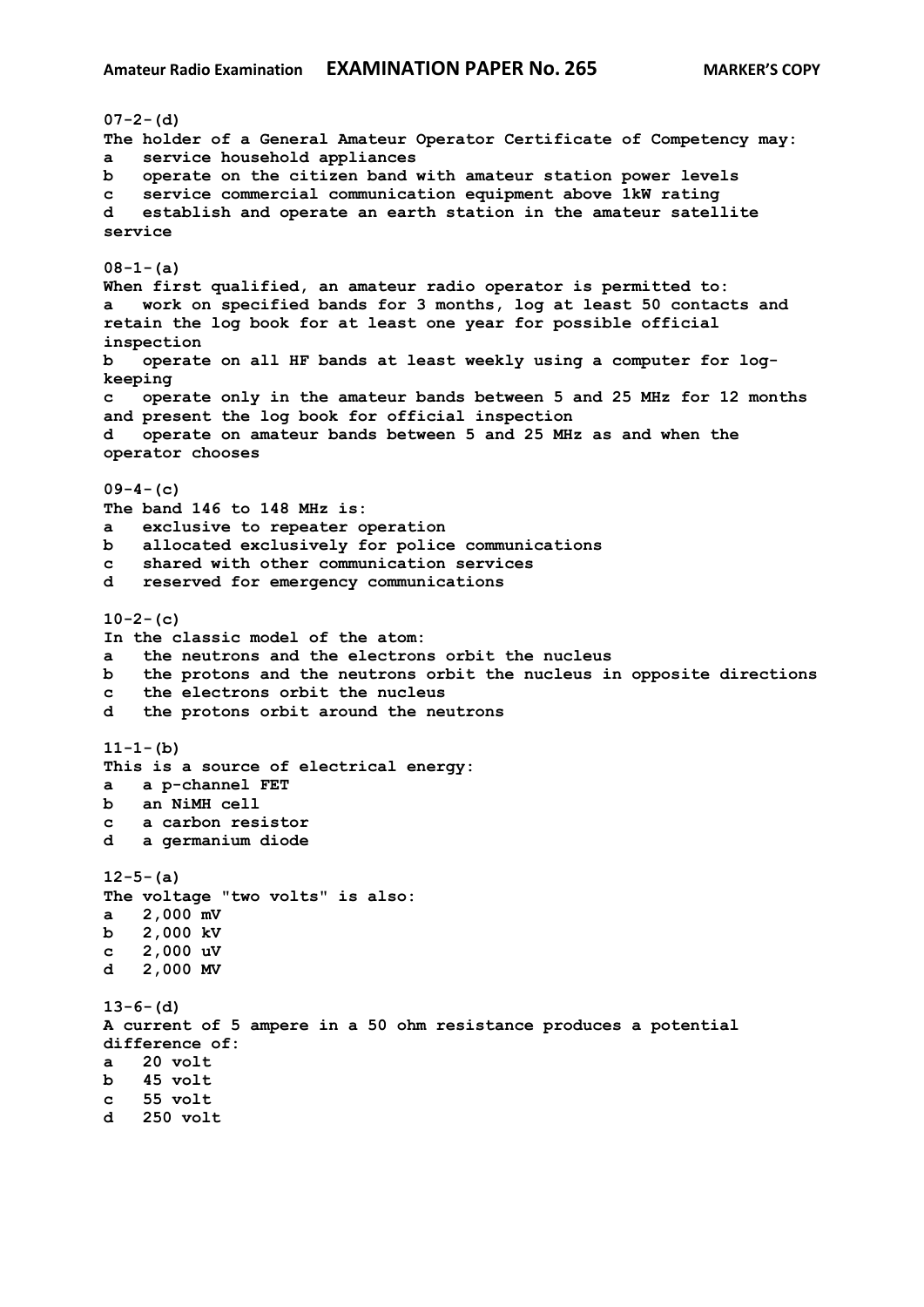**07-2-(d)**
**The holder of a General Amateur Operator Certificate of Competency may:**
**a service household appliances**
**b operate on the citizen band with amateur station power levels**
**c service commercial communication equipment above 1kW rating**
**d establish and operate an earth station in the amateur satellite service**

**08-1-(a)**
**When first qualified, an amateur radio operator is permitted to:**
**a work on specified bands for 3 months, log at least 50 contacts and retain the log book for at least one year for possible official inspection**
**b operate on all HF bands at least weekly using a computer for log-keeping**
**c operate only in the amateur bands between 5 and 25 MHz for 12 months and present the log book for official inspection**
**d operate on amateur bands between 5 and 25 MHz as and when the operator chooses**

**09-4-(c)**
**The band 146 to 148 MHz is:**
**a exclusive to repeater operation**
**b allocated exclusively for police communications**
**c shared with other communication services**
**d reserved for emergency communications**

**10-2-(c)**
**In the classic model of the atom:**
**a the neutrons and the electrons orbit the nucleus**
**b the protons and the neutrons orbit the nucleus in opposite directions**
**c the electrons orbit the nucleus**
**d the protons orbit around the neutrons**

**11-1-(b)**
**This is a source of electrical energy:**
**a a p-channel FET**
**b an NiMH cell**
**c a carbon resistor**
**d a germanium diode**

**12-5-(a)**
**The voltage "two volts" is also:**
**a 2,000 mV**
**b 2,000 kV**
**c 2,000 uV**
**d 2,000 MV**

**13-6-(d)**
**A current of 5 ampere in a 50 ohm resistance produces a potential difference of:**
**a 20 volt**
**b 45 volt**
**c 55 volt**
**d 250 volt**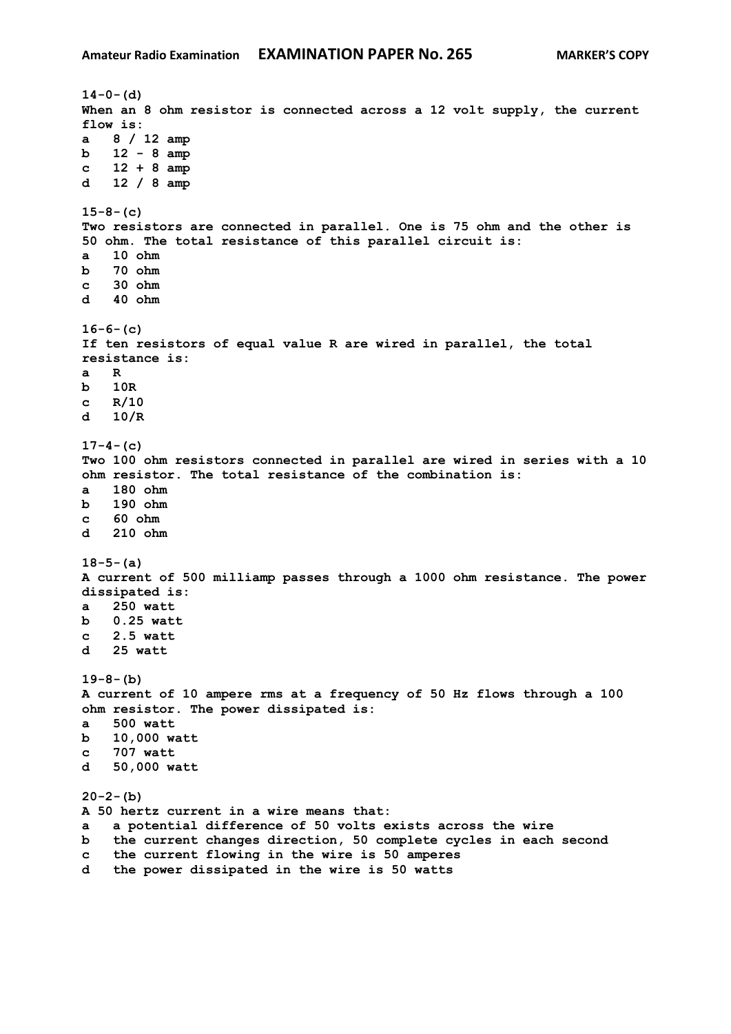**14-0-(d)**
**When an 8 ohm resistor is connected across a 12 volt supply, the current flow is:**

**a 8 / 12 amp**
**b 12 - 8 amp**
**c 12 + 8 amp**
**d 12 / 8 amp**

**15-8-(c)**
**Two resistors are connected in parallel. One is 75 ohm and the other is 50 ohm. The total resistance of this parallel circuit is:**

**a 10 ohm**
**b 70 ohm**
**c 30 ohm**
**d 40 ohm**

**16-6-(c)**
**If ten resistors of equal value R are wired in parallel, the total resistance is:**

**a R**
**b 10R**
**c R/10**
**d 10/R**

**17-4-(c)**
**Two 100 ohm resistors connected in parallel are wired in series with a 10 ohm resistor. The total resistance of the combination is:**

**a 180 ohm**
**b 190 ohm**
**c 60 ohm**
**d 210 ohm**

**18-5-(a)**
**A current of 500 milliamp passes through a 1000 ohm resistance. The power dissipated is:**

**a 250 watt**
**b 0.25 watt**
**c 2.5 watt**
**d 25 watt**

**19-8-(b)**
**A current of 10 ampere rms at a frequency of 50 Hz flows through a 100 ohm resistor. The power dissipated is:**

**a 500 watt**
**b 10,000 watt**
**c 707 watt**
**d 50,000 watt**

**20-2-(b)**
**A 50 hertz current in a wire means that:**

**a a potential difference of 50 volts exists across the wire**
**b the current changes direction, 50 complete cycles in each second**
**c the current flowing in the wire is 50 amperes**
**d the power dissipated in the wire is 50 watts**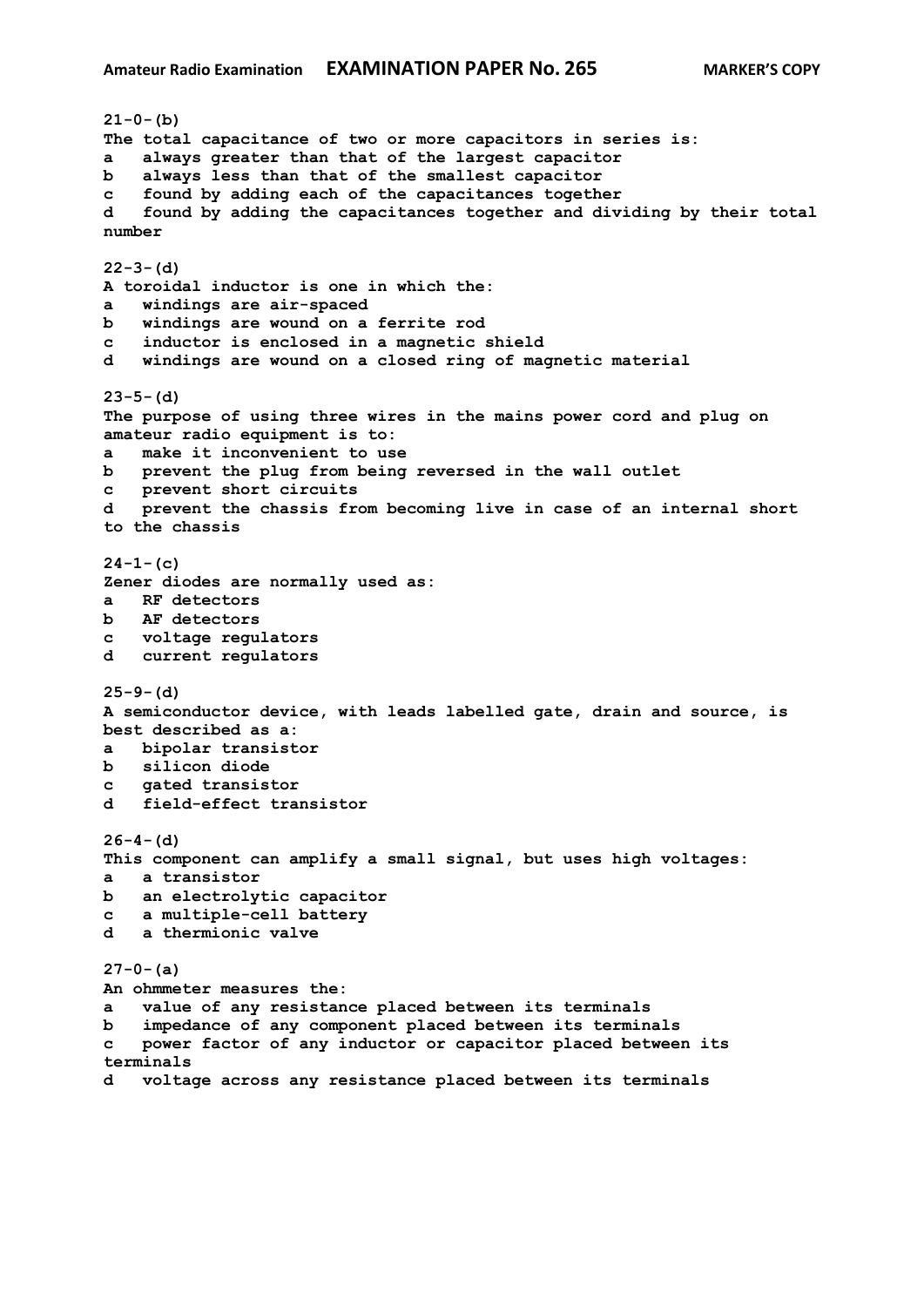**21-0-(b)**
**The total capacitance of two or more capacitors in series is:**
**a   always greater than that of the largest capacitor**
**b   always less than that of the smallest capacitor**
**c   found by adding each of the capacitances together**
**d   found by adding the capacitances together and dividing by their total number**

**22-3-(d)**
**A toroidal inductor is one in which the:**
**a   windings are air-spaced**
**b   windings are wound on a ferrite rod**
**c   inductor is enclosed in a magnetic shield**
**d   windings are wound on a closed ring of magnetic material**

**23-5-(d)**
**The purpose of using three wires in the mains power cord and plug on amateur radio equipment is to:**
**a   make it inconvenient to use**
**b   prevent the plug from being reversed in the wall outlet**
**c   prevent short circuits**
**d   prevent the chassis from becoming live in case of an internal short to the chassis**

**24-1-(c)**
**Zener diodes are normally used as:**
**a   RF detectors**
**b   AF detectors**
**c   voltage regulators**
**d   current regulators**

**25-9-(d)**
**A semiconductor device, with leads labelled gate, drain and source, is best described as a:**
**a   bipolar transistor**
**b   silicon diode**
**c   gated transistor**
**d   field-effect transistor**

**26-4-(d)**
**This component can amplify a small signal, but uses high voltages:**
**a   a transistor**
**b   an electrolytic capacitor**
**c   a multiple-cell battery**
**d   a thermionic valve**

**27-0-(a)**
**An ohmmeter measures the:**
**a   value of any resistance placed between its terminals**
**b   impedance of any component placed between its terminals**
**c   power factor of any inductor or capacitor placed between its terminals**
**d   voltage across any resistance placed between its terminals**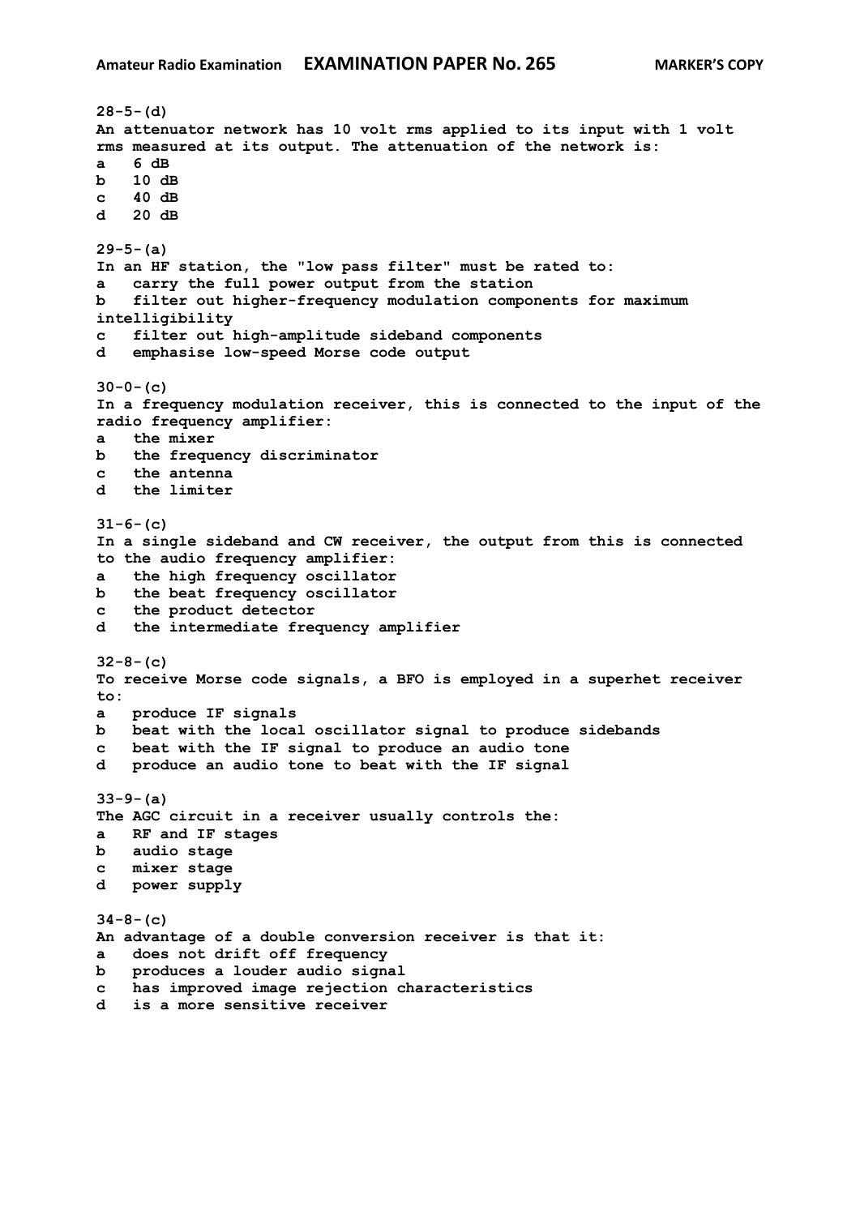**28-5-(d)**
**An attenuator network has 10 volt rms applied to its input with 1 volt rms measured at its output. The attenuation of the network is:**
**a 6 dB**
**b 10 dB**
**c 40 dB**
**d 20 dB**

**29-5-(a)**
**In an HF station, the "low pass filter" must be rated to:**
**a carry the full power output from the station**
**b filter out higher-frequency modulation components for maximum intelligibility**
**c filter out high-amplitude sideband components**
**d emphasise low-speed Morse code output**

**30-0-(c)**
**In a frequency modulation receiver, this is connected to the input of the radio frequency amplifier:**
**a the mixer**
**b the frequency discriminator**
**c the antenna**
**d the limiter**

**31-6-(c)**
**In a single sideband and CW receiver, the output from this is connected to the audio frequency amplifier:**
**a the high frequency oscillator**
**b the beat frequency oscillator**
**c the product detector**
**d the intermediate frequency amplifier**

**32-8-(c)**
**To receive Morse code signals, a BFO is employed in a superhet receiver to:**
**a produce IF signals**
**b beat with the local oscillator signal to produce sidebands**
**c beat with the IF signal to produce an audio tone**
**d produce an audio tone to beat with the IF signal**

**33-9-(a)**
**The AGC circuit in a receiver usually controls the:**
**a RF and IF stages**
**b audio stage**
**c mixer stage**
**d power supply**

**34-8-(c)**
**An advantage of a double conversion receiver is that it:**
**a does not drift off frequency**
**b produces a louder audio signal**
**c has improved image rejection characteristics**
**d is a more sensitive receiver**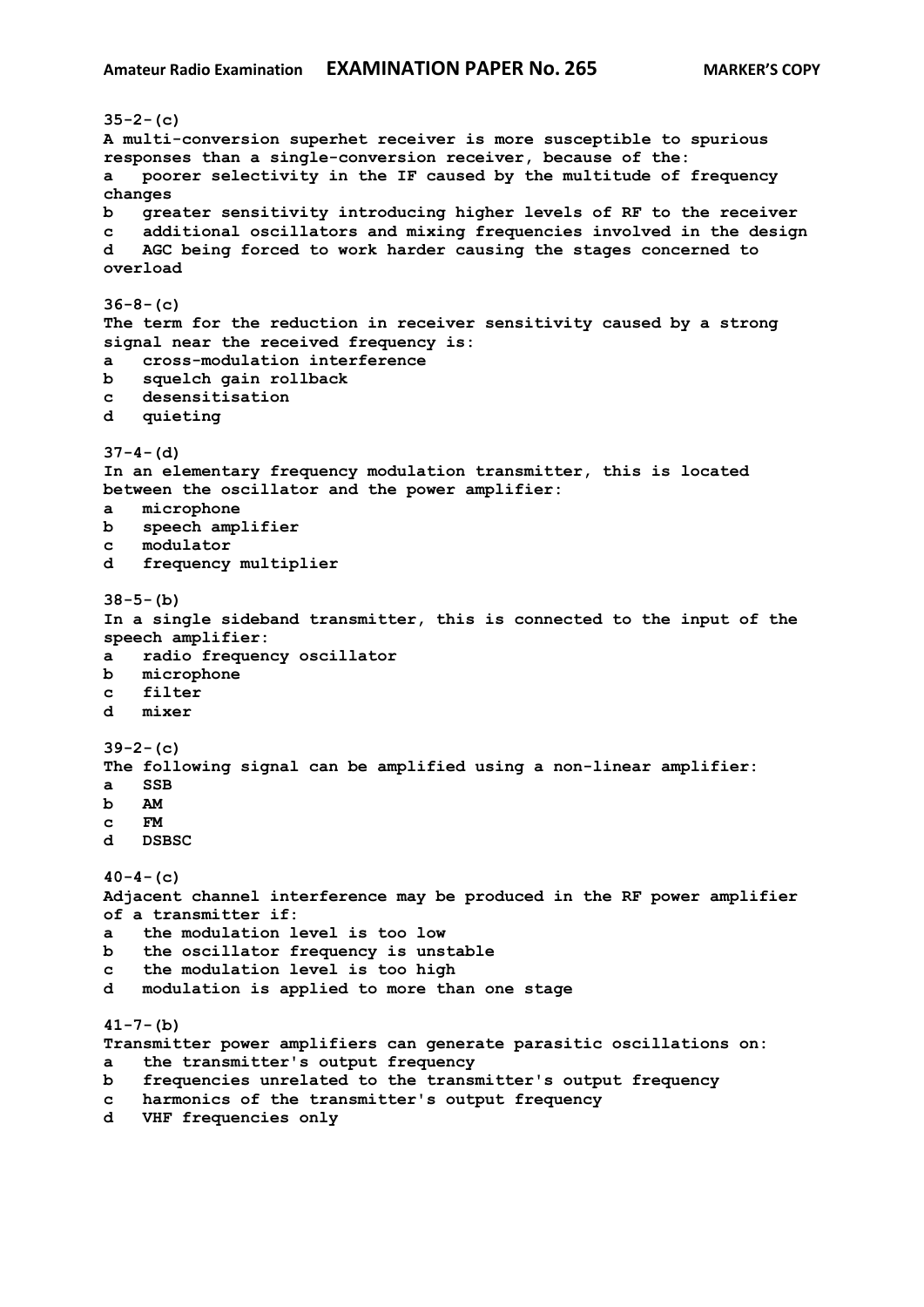**35-2-(c)**
**A multi-conversion superhet receiver is more susceptible to spurious responses than a single-conversion receiver, because of the:**
**a poorer selectivity in the IF caused by the multitude of frequency changes**
**b greater sensitivity introducing higher levels of RF to the receiver**
**c additional oscillators and mixing frequencies involved in the design**
**d AGC being forced to work harder causing the stages concerned to overload**

**36-8-(c)**
**The term for the reduction in receiver sensitivity caused by a strong signal near the received frequency is:**
**a cross-modulation interference**
**b squelch gain rollback**
**c desensitisation**
**d quieting**

**37-4-(d)**
**In an elementary frequency modulation transmitter, this is located between the oscillator and the power amplifier:**
**a microphone**
**b speech amplifier**
**c modulator**
**d frequency multiplier**

**38-5-(b)**
**In a single sideband transmitter, this is connected to the input of the speech amplifier:**
**a radio frequency oscillator**
**b microphone**
**c filter**
**d mixer**

**39-2-(c)**
**The following signal can be amplified using a non-linear amplifier:**
**a SSB**
**b AM**
**c FM**
**d DSBSC**

**40-4-(c)**
**Adjacent channel interference may be produced in the RF power amplifier of a transmitter if:**
**a the modulation level is too low**
**b the oscillator frequency is unstable**
**c the modulation level is too high**
**d modulation is applied to more than one stage**

**41-7-(b)**
**Transmitter power amplifiers can generate parasitic oscillations on:**
**a the transmitter's output frequency**
**b frequencies unrelated to the transmitter's output frequency**
**c harmonics of the transmitter's output frequency**
**d VHF frequencies only**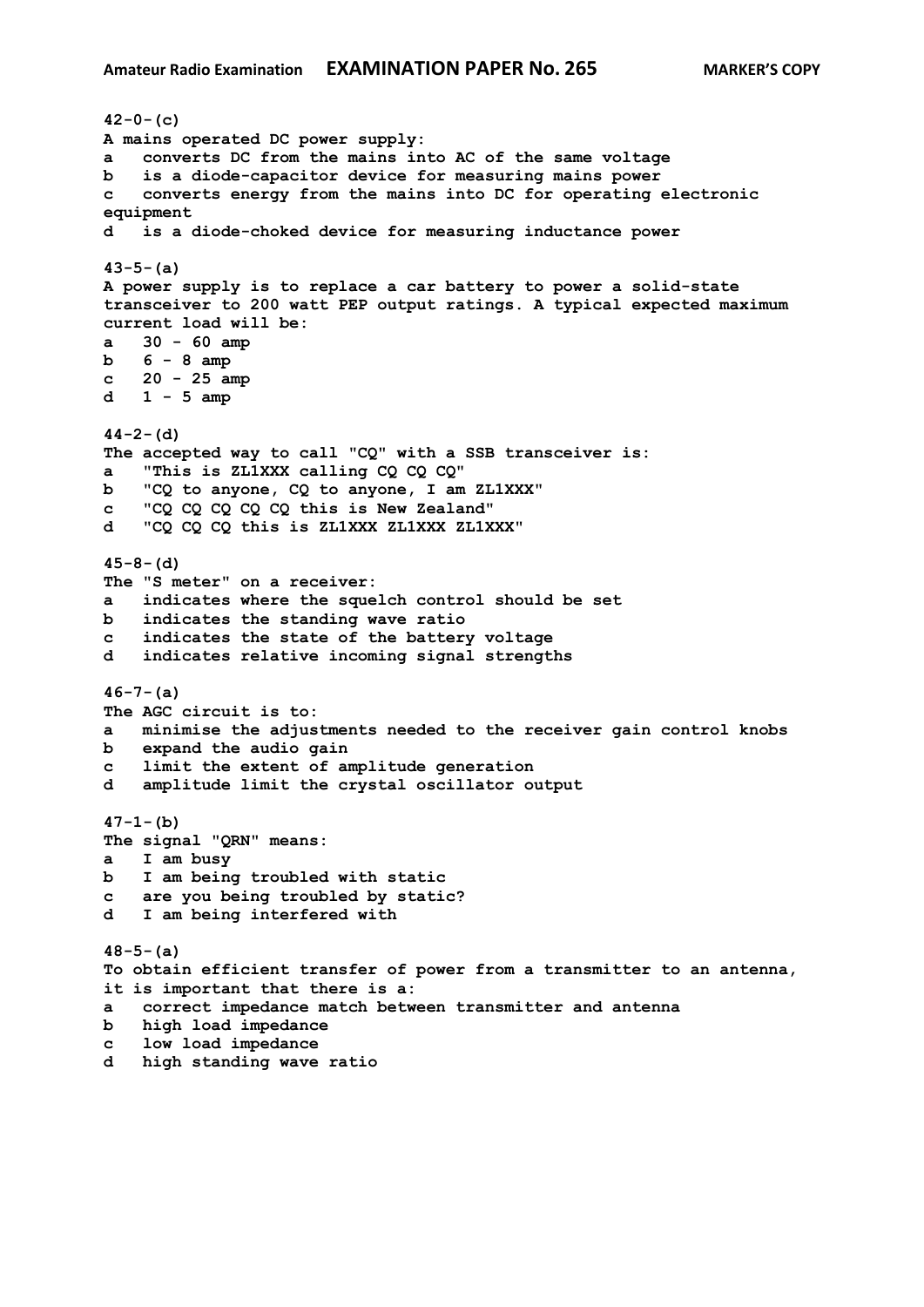**42-0-(c)**
**A mains operated DC power supply:**
**a   converts DC from the mains into AC of the same voltage**
**b   is a diode-capacitor device for measuring mains power**
**c   converts energy from the mains into DC for operating electronic equipment**
**d   is a diode-choked device for measuring inductance power**

**43-5-(a)**
**A power supply is to replace a car battery to power a solid-state transceiver to 200 watt PEP output ratings. A typical expected maximum current load will be:**
**a   30 - 60 amp**
**b   6 - 8 amp**
**c   20 - 25 amp**
**d   1 - 5 amp**

**44-2-(d)**
**The accepted way to call "CQ" with a SSB transceiver is:**
**a   "This is ZL1XXX calling CQ CQ CQ"**
**b   "CQ to anyone, CQ to anyone, I am ZL1XXX"**
**c   "CQ CQ CQ CQ CQ this is New Zealand"**
**d   "CQ CQ CQ this is ZL1XXX ZL1XXX ZL1XXX"**

**45-8-(d)**
**The "S meter" on a receiver:**
**a   indicates where the squelch control should be set**
**b   indicates the standing wave ratio**
**c   indicates the state of the battery voltage**
**d   indicates relative incoming signal strengths**

**46-7-(a)**
**The AGC circuit is to:**
**a   minimise the adjustments needed to the receiver gain control knobs**
**b   expand the audio gain**
**c   limit the extent of amplitude generation**
**d   amplitude limit the crystal oscillator output**

**47-1-(b)**
**The signal "QRN" means:**
**a   I am busy**
**b   I am being troubled with static**
**c   are you being troubled by static?**
**d   I am being interfered with**

**48-5-(a)**
**To obtain efficient transfer of power from a transmitter to an antenna, it is important that there is a:**
**a   correct impedance match between transmitter and antenna**
**b   high load impedance**
**c   low load impedance**
**d   high standing wave ratio**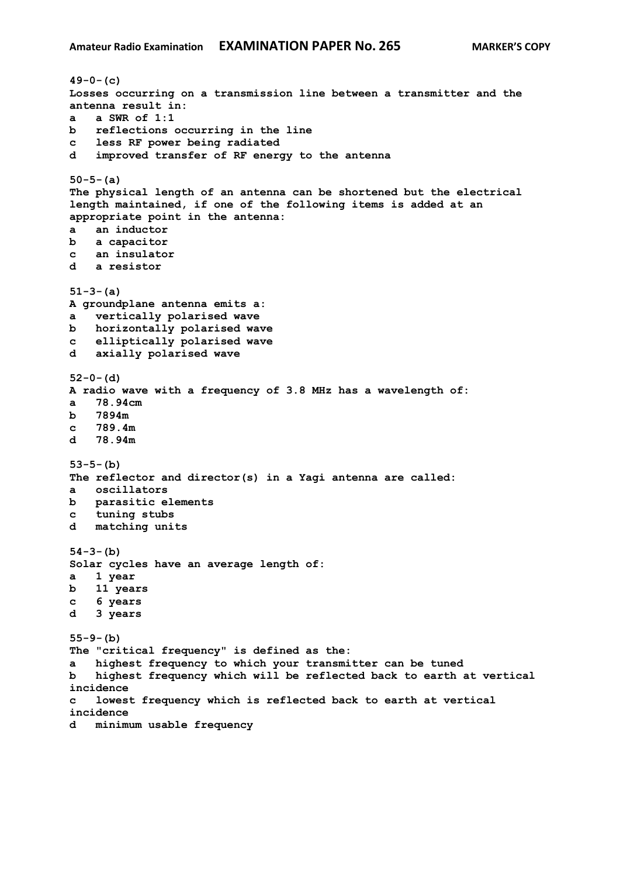**49-0-(c)**
**Losses occurring on a transmission line between a transmitter and the antenna result in:**
**a a SWR of 1:1**
**b reflections occurring in the line**
**c less RF power being radiated**
**d improved transfer of RF energy to the antenna**

**50-5-(a)**
**The physical length of an antenna can be shortened but the electrical length maintained, if one of the following items is added at an appropriate point in the antenna:**
**a an inductor**
**b a capacitor**
**c an insulator**
**d a resistor**

**51-3-(a)**
**A groundplane antenna emits a:**
**a vertically polarised wave**
**b horizontally polarised wave**
**c elliptically polarised wave**
**d axially polarised wave**

**52-0-(d)**
**A radio wave with a frequency of 3.8 MHz has a wavelength of:**
**a 78.94cm**
**b 7894m**
**c 789.4m**
**d 78.94m**

**53-5-(b)**
**The reflector and director(s) in a Yagi antenna are called:**
**a oscillators**
**b parasitic elements**
**c tuning stubs**
**d matching units**

**54-3-(b)**
**Solar cycles have an average length of:**
**a 1 year**
**b 11 years**
**c 6 years**
**d 3 years**

**55-9-(b)**
**The "critical frequency" is defined as the:**
**a highest frequency to which your transmitter can be tuned**
**b highest frequency which will be reflected back to earth at vertical incidence**
**c lowest frequency which is reflected back to earth at vertical incidence**
**d minimum usable frequency**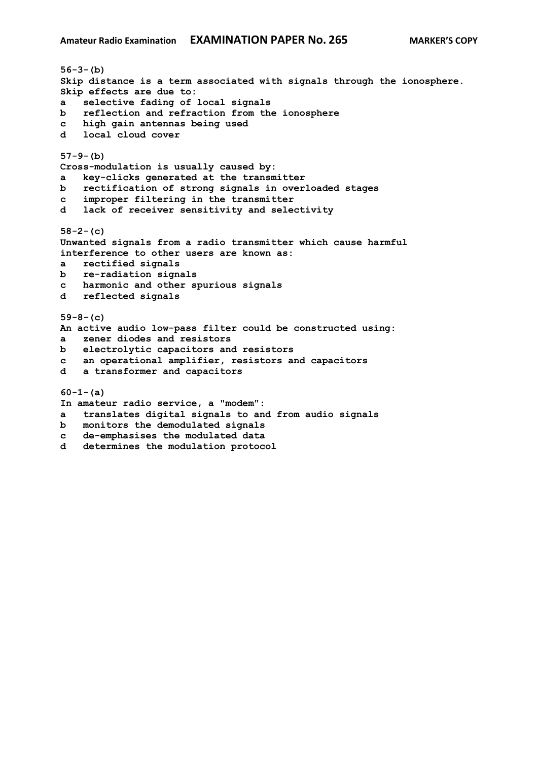**56-3-(b)**
**Skip distance is a term associated with signals through the ionosphere. Skip effects are due to:**
**a   selective fading of local signals**
**b   reflection and refraction from the ionosphere**
**c   high gain antennas being used**
**d   local cloud cover**

**57-9-(b)**
**Cross-modulation is usually caused by:**
**a   key-clicks generated at the transmitter**
**b   rectification of strong signals in overloaded stages**
**c   improper filtering in the transmitter**
**d   lack of receiver sensitivity and selectivity**

**58-2-(c)**
**Unwanted signals from a radio transmitter which cause harmful interference to other users are known as:**
**a   rectified signals**
**b   re-radiation signals**
**c   harmonic and other spurious signals**
**d   reflected signals**

**59-8-(c)**
**An active audio low-pass filter could be constructed using:**
**a   zener diodes and resistors**
**b   electrolytic capacitors and resistors**
**c   an operational amplifier, resistors and capacitors**
**d   a transformer and capacitors**

**60-1-(a)**
**In amateur radio service, a "modem":**
**a   translates digital signals to and from audio signals**
**b   monitors the demodulated signals**
**c   de-emphasises the modulated data**
**d   determines the modulation protocol**